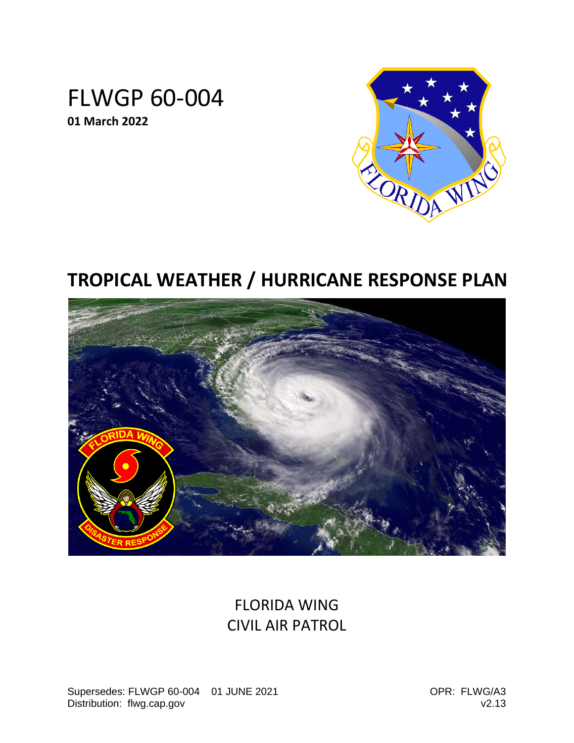# FLWGP 60-004

**01 March 2022**

## TROPICAL WEATHER / HURRICANE RESPONSE PLAN

FLORIDA WING
CIVIL AIR PATROL

Supersedes: FLWGP 60-004 01 JUNE 2021
Distribution: flwg.cap.gov

OPR: FLWG/A3
v2.13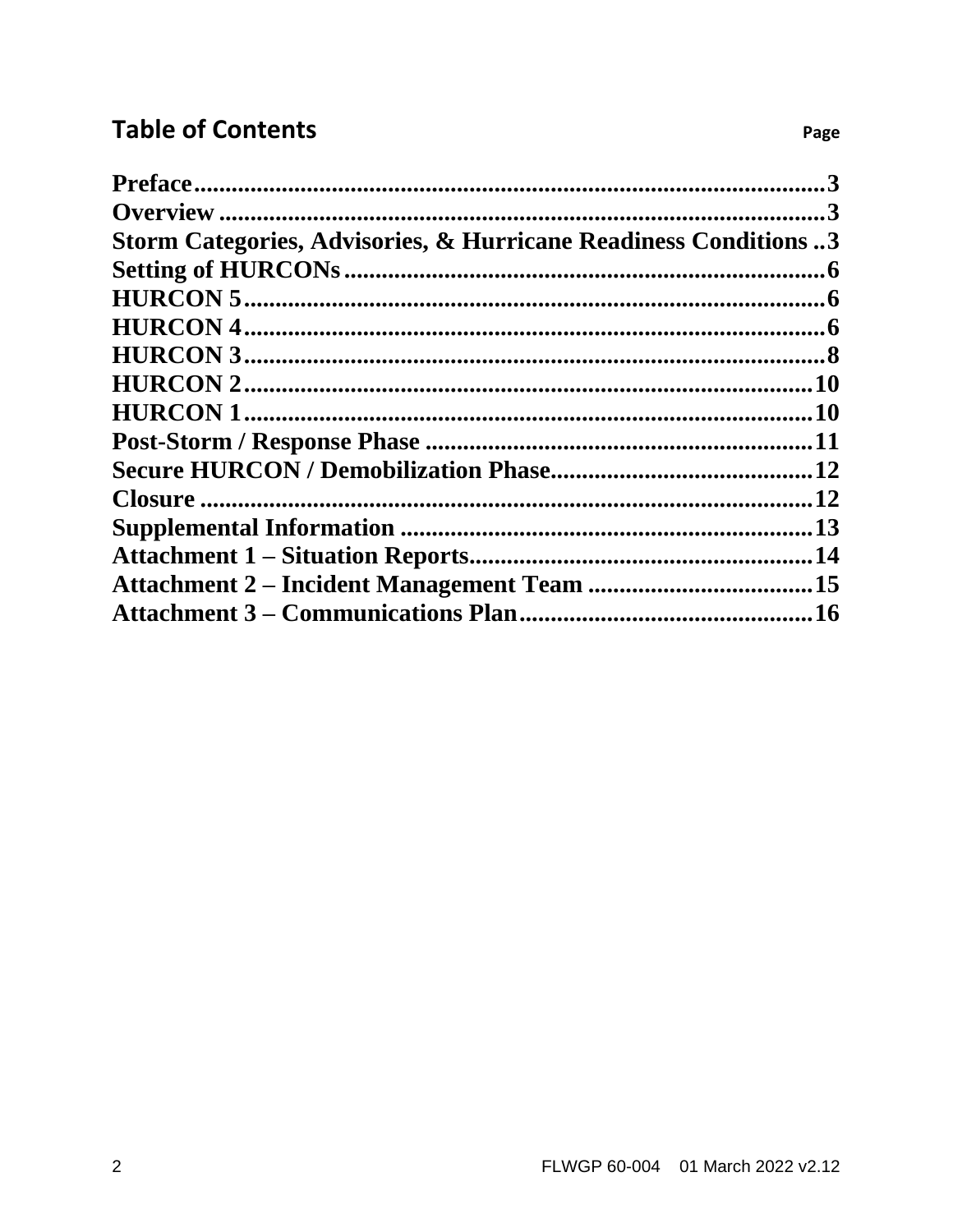## Table of Contents

| | Page |
|---|---|
| **Preface** | **3** |
| **Overview** | **3** |
| **Storm Categories, Advisories, & Hurricane Readiness Conditions** | **3** |
| **Setting of HURCONs** | **6** |
| **HURCON 5** | **6** |
| **HURCON 4** | **6** |
| **HURCON 3** | **8** |
| **HURCON 2** | **10** |
| **HURCON 1** | **10** |
| **Post-Storm / Response Phase** | **11** |
| **Secure HURCON / Demobilization Phase** | **12** |
| **Closure** | **12** |
| **Supplemental Information** | **13** |
| **Attachment 1 – Situation Reports** | **14** |
| **Attachment 2 – Incident Management Team** | **15** |
| **Attachment 3 – Communications Plan** | **16** |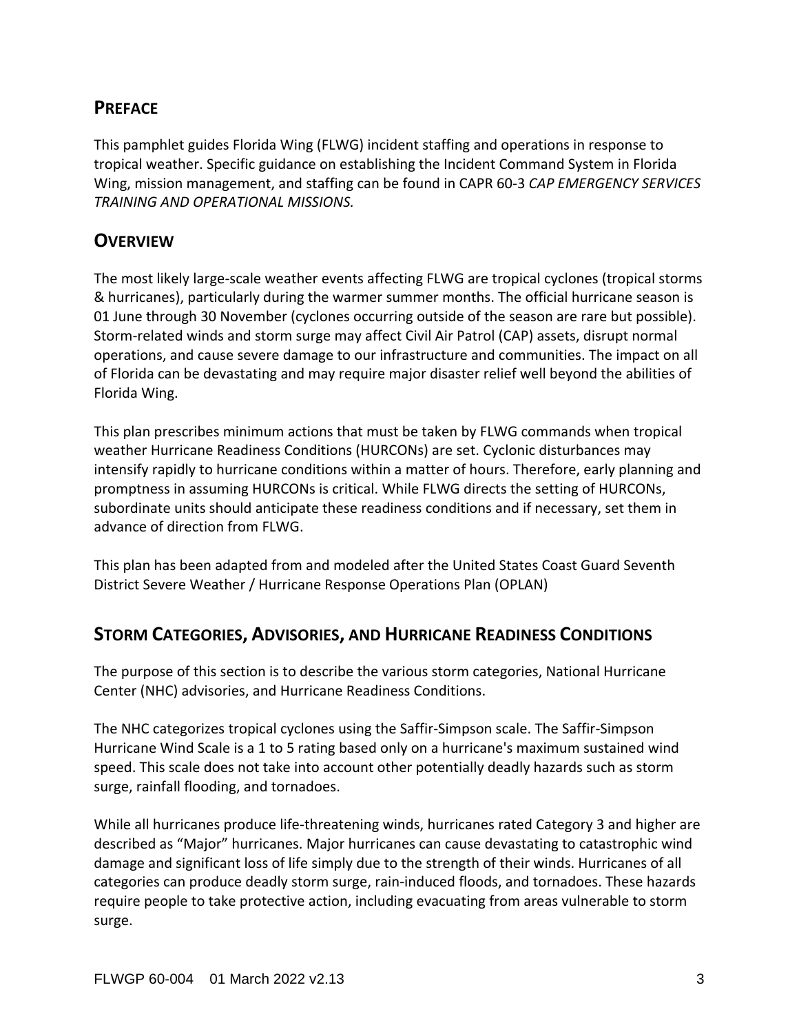## PREFACE

This pamphlet guides Florida Wing (FLWG) incident staffing and operations in response to tropical weather. Specific guidance on establishing the Incident Command System in Florida Wing, mission management, and staffing can be found in CAPR 60-3 *CAP EMERGENCY SERVICES TRAINING AND OPERATIONAL MISSIONS.*

## OVERVIEW

The most likely large-scale weather events affecting FLWG are tropical cyclones (tropical storms & hurricanes), particularly during the warmer summer months. The official hurricane season is 01 June through 30 November (cyclones occurring outside of the season are rare but possible). Storm-related winds and storm surge may affect Civil Air Patrol (CAP) assets, disrupt normal operations, and cause severe damage to our infrastructure and communities. The impact on all of Florida can be devastating and may require major disaster relief well beyond the abilities of Florida Wing.

This plan prescribes minimum actions that must be taken by FLWG commands when tropical weather Hurricane Readiness Conditions (HURCONs) are set. Cyclonic disturbances may intensify rapidly to hurricane conditions within a matter of hours. Therefore, early planning and promptness in assuming HURCONs is critical. While FLWG directs the setting of HURCONs, subordinate units should anticipate these readiness conditions and if necessary, set them in advance of direction from FLWG.

This plan has been adapted from and modeled after the United States Coast Guard Seventh District Severe Weather / Hurricane Response Operations Plan (OPLAN)

## STORM CATEGORIES, ADVISORIES, AND HURRICANE READINESS CONDITIONS

The purpose of this section is to describe the various storm categories, National Hurricane Center (NHC) advisories, and Hurricane Readiness Conditions.

The NHC categorizes tropical cyclones using the Saffir-Simpson scale. The Saffir-Simpson Hurricane Wind Scale is a 1 to 5 rating based only on a hurricane's maximum sustained wind speed. This scale does not take into account other potentially deadly hazards such as storm surge, rainfall flooding, and tornadoes.

While all hurricanes produce life-threatening winds, hurricanes rated Category 3 and higher are described as "Major" hurricanes. Major hurricanes can cause devastating to catastrophic wind damage and significant loss of life simply due to the strength of their winds. Hurricanes of all categories can produce deadly storm surge, rain-induced floods, and tornadoes. These hazards require people to take protective action, including evacuating from areas vulnerable to storm surge.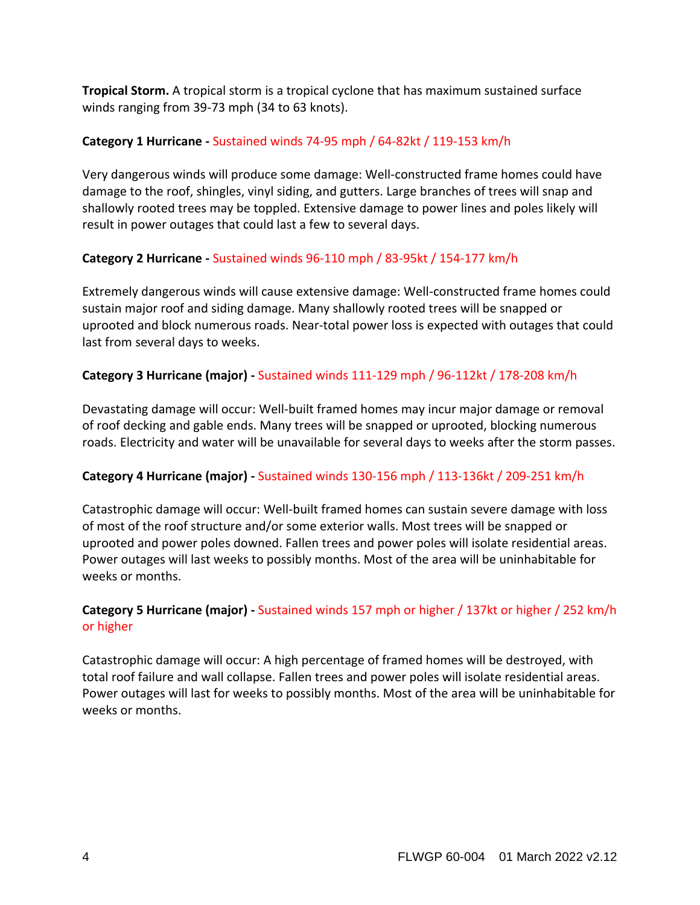**Tropical Storm.** A tropical storm is a tropical cyclone that has maximum sustained surface winds ranging from 39-73 mph (34 to 63 knots).

**Category 1 Hurricane -** Sustained winds 74-95 mph / 64-82kt / 119-153 km/h

Very dangerous winds will produce some damage: Well-constructed frame homes could have damage to the roof, shingles, vinyl siding, and gutters. Large branches of trees will snap and shallowly rooted trees may be toppled. Extensive damage to power lines and poles likely will result in power outages that could last a few to several days.

**Category 2 Hurricane -** Sustained winds 96-110 mph / 83-95kt / 154-177 km/h

Extremely dangerous winds will cause extensive damage: Well-constructed frame homes could sustain major roof and siding damage. Many shallowly rooted trees will be snapped or uprooted and block numerous roads. Near-total power loss is expected with outages that could last from several days to weeks.

**Category 3 Hurricane (major) -** Sustained winds 111-129 mph / 96-112kt / 178-208 km/h

Devastating damage will occur: Well-built framed homes may incur major damage or removal of roof decking and gable ends. Many trees will be snapped or uprooted, blocking numerous roads. Electricity and water will be unavailable for several days to weeks after the storm passes.

**Category 4 Hurricane (major) -** Sustained winds 130-156 mph / 113-136kt / 209-251 km/h

Catastrophic damage will occur: Well-built framed homes can sustain severe damage with loss of most of the roof structure and/or some exterior walls. Most trees will be snapped or uprooted and power poles downed. Fallen trees and power poles will isolate residential areas. Power outages will last weeks to possibly months. Most of the area will be uninhabitable for weeks or months.

**Category 5 Hurricane (major) -** Sustained winds 157 mph or higher / 137kt or higher / 252 km/h or higher

Catastrophic damage will occur: A high percentage of framed homes will be destroyed, with total roof failure and wall collapse. Fallen trees and power poles will isolate residential areas. Power outages will last for weeks to possibly months. Most of the area will be uninhabitable for weeks or months.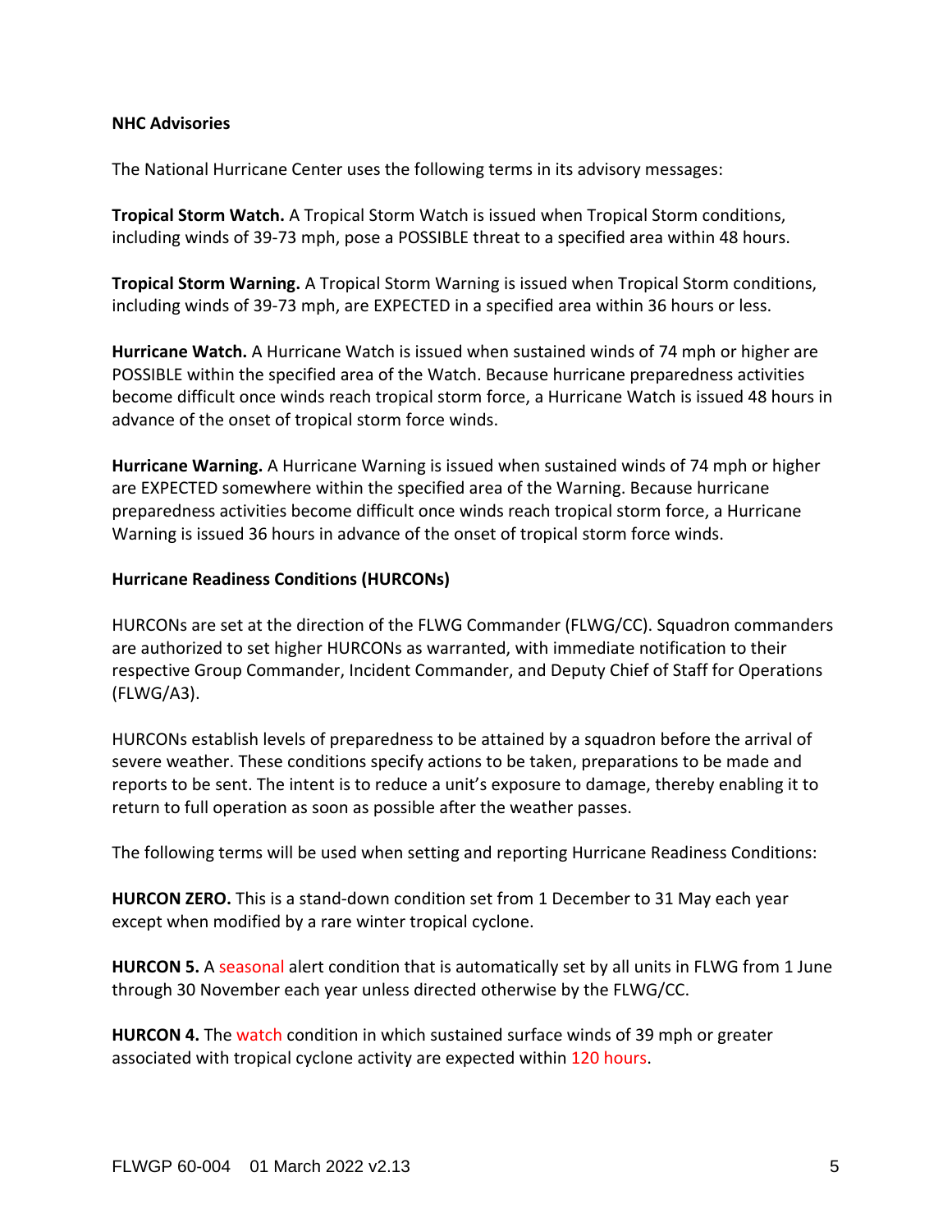**NHC Advisories**

The National Hurricane Center uses the following terms in its advisory messages:

**Tropical Storm Watch.** A Tropical Storm Watch is issued when Tropical Storm conditions, including winds of 39-73 mph, pose a POSSIBLE threat to a specified area within 48 hours.

**Tropical Storm Warning.** A Tropical Storm Warning is issued when Tropical Storm conditions, including winds of 39-73 mph, are EXPECTED in a specified area within 36 hours or less.

**Hurricane Watch.** A Hurricane Watch is issued when sustained winds of 74 mph or higher are POSSIBLE within the specified area of the Watch. Because hurricane preparedness activities become difficult once winds reach tropical storm force, a Hurricane Watch is issued 48 hours in advance of the onset of tropical storm force winds.

**Hurricane Warning.** A Hurricane Warning is issued when sustained winds of 74 mph or higher are EXPECTED somewhere within the specified area of the Warning. Because hurricane preparedness activities become difficult once winds reach tropical storm force, a Hurricane Warning is issued 36 hours in advance of the onset of tropical storm force winds.

**Hurricane Readiness Conditions (HURCONs)**

HURCONs are set at the direction of the FLWG Commander (FLWG/CC). Squadron commanders are authorized to set higher HURCONs as warranted, with immediate notification to their respective Group Commander, Incident Commander, and Deputy Chief of Staff for Operations (FLWG/A3).

HURCONs establish levels of preparedness to be attained by a squadron before the arrival of severe weather. These conditions specify actions to be taken, preparations to be made and reports to be sent. The intent is to reduce a unit's exposure to damage, thereby enabling it to return to full operation as soon as possible after the weather passes.

The following terms will be used when setting and reporting Hurricane Readiness Conditions:

**HURCON ZERO.** This is a stand-down condition set from 1 December to 31 May each year except when modified by a rare winter tropical cyclone.

**HURCON 5.** A seasonal alert condition that is automatically set by all units in FLWG from 1 June through 30 November each year unless directed otherwise by the FLWG/CC.

**HURCON 4.** The watch condition in which sustained surface winds of 39 mph or greater associated with tropical cyclone activity are expected within 120 hours.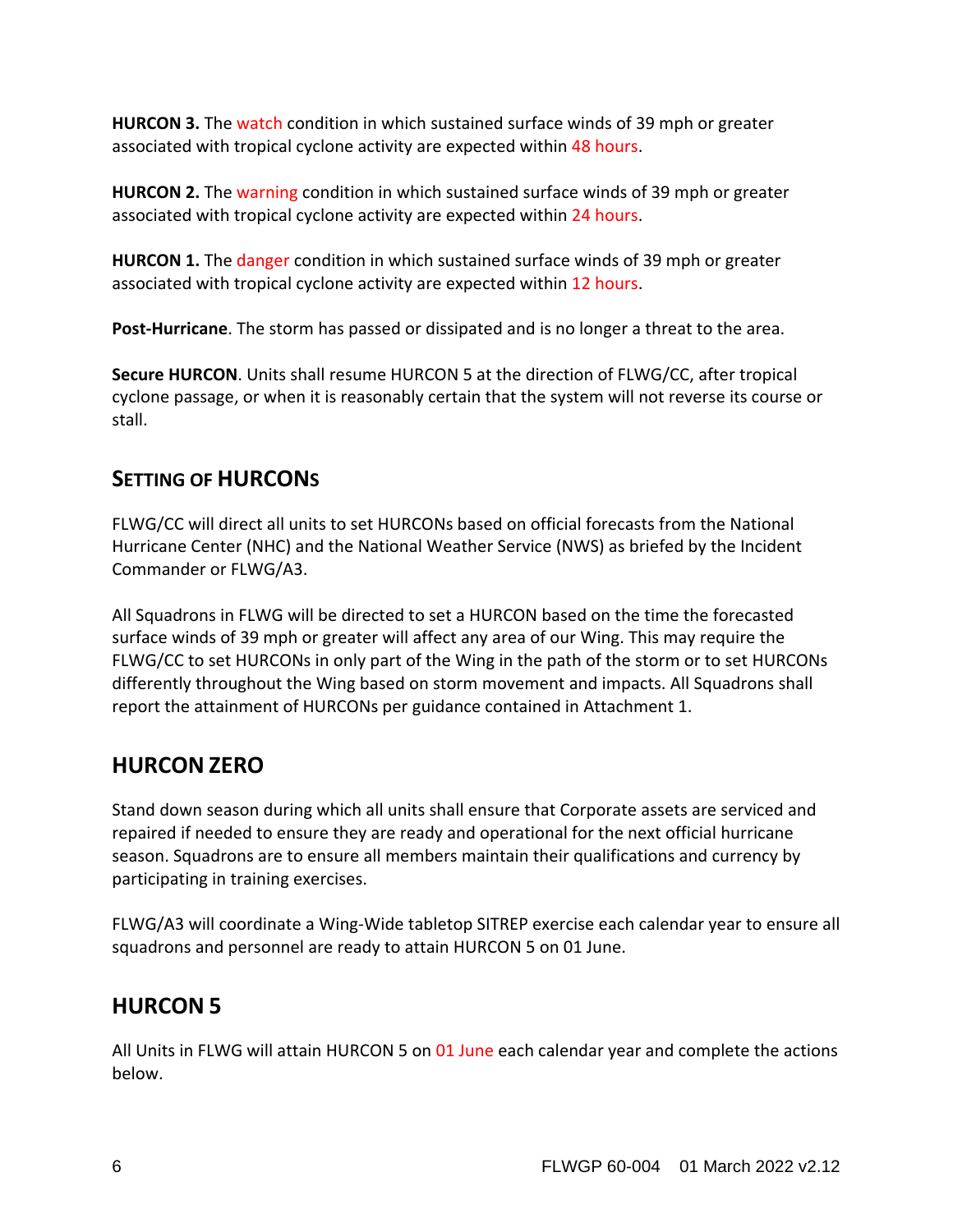**HURCON 3.** The watch condition in which sustained surface winds of 39 mph or greater associated with tropical cyclone activity are expected within 48 hours.

**HURCON 2.** The warning condition in which sustained surface winds of 39 mph or greater associated with tropical cyclone activity are expected within 24 hours.

**HURCON 1.** The danger condition in which sustained surface winds of 39 mph or greater associated with tropical cyclone activity are expected within 12 hours.

**Post-Hurricane**. The storm has passed or dissipated and is no longer a threat to the area.

**Secure HURCON**. Units shall resume HURCON 5 at the direction of FLWG/CC, after tropical cyclone passage, or when it is reasonably certain that the system will not reverse its course or stall.

## SETTING OF HURCONS

FLWG/CC will direct all units to set HURCONs based on official forecasts from the National Hurricane Center (NHC) and the National Weather Service (NWS) as briefed by the Incident Commander or FLWG/A3.

All Squadrons in FLWG will be directed to set a HURCON based on the time the forecasted surface winds of 39 mph or greater will affect any area of our Wing. This may require the FLWG/CC to set HURCONs in only part of the Wing in the path of the storm or to set HURCONs differently throughout the Wing based on storm movement and impacts. All Squadrons shall report the attainment of HURCONs per guidance contained in Attachment 1.

## HURCON ZERO

Stand down season during which all units shall ensure that Corporate assets are serviced and repaired if needed to ensure they are ready and operational for the next official hurricane season. Squadrons are to ensure all members maintain their qualifications and currency by participating in training exercises.

FLWG/A3 will coordinate a Wing-Wide tabletop SITREP exercise each calendar year to ensure all squadrons and personnel are ready to attain HURCON 5 on 01 June.

## HURCON 5

All Units in FLWG will attain HURCON 5 on 01 June each calendar year and complete the actions below.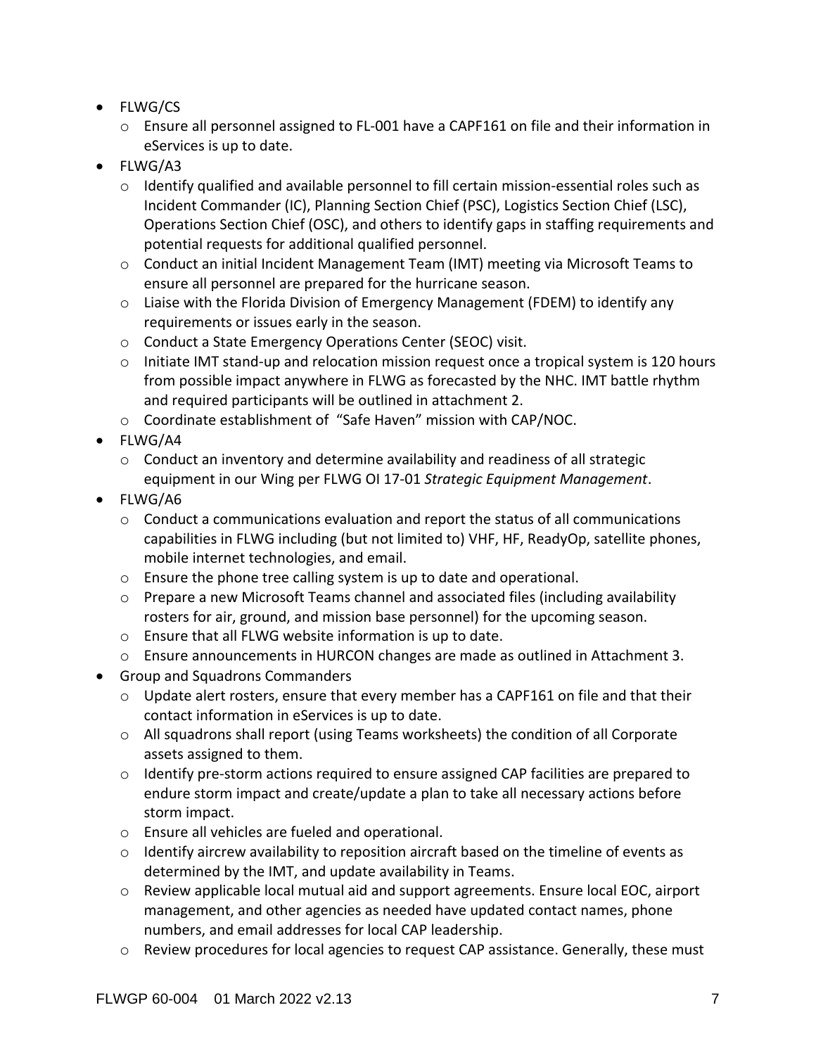- FLWG/CS
    - Ensure all personnel assigned to FL-001 have a CAPF161 on file and their information in eServices is up to date.
- FLWG/A3
    - Identify qualified and available personnel to fill certain mission-essential roles such as Incident Commander (IC), Planning Section Chief (PSC), Logistics Section Chief (LSC), Operations Section Chief (OSC), and others to identify gaps in staffing requirements and potential requests for additional qualified personnel.
    - Conduct an initial Incident Management Team (IMT) meeting via Microsoft Teams to ensure all personnel are prepared for the hurricane season.
    - Liaise with the Florida Division of Emergency Management (FDEM) to identify any requirements or issues early in the season.
    - Conduct a State Emergency Operations Center (SEOC) visit.
    - Initiate IMT stand-up and relocation mission request once a tropical system is 120 hours from possible impact anywhere in FLWG as forecasted by the NHC. IMT battle rhythm and required participants will be outlined in attachment 2.
    - Coordinate establishment of "Safe Haven" mission with CAP/NOC.
- FLWG/A4
    - Conduct an inventory and determine availability and readiness of all strategic equipment in our Wing per FLWG OI 17-01 *Strategic Equipment Management*.
- FLWG/A6
    - Conduct a communications evaluation and report the status of all communications capabilities in FLWG including (but not limited to) VHF, HF, ReadyOp, satellite phones, mobile internet technologies, and email.
    - Ensure the phone tree calling system is up to date and operational.
    - Prepare a new Microsoft Teams channel and associated files (including availability rosters for air, ground, and mission base personnel) for the upcoming season.
    - Ensure that all FLWG website information is up to date.
    - Ensure announcements in HURCON changes are made as outlined in Attachment 3.
- Group and Squadrons Commanders
    - Update alert rosters, ensure that every member has a CAPF161 on file and that their contact information in eServices is up to date.
    - All squadrons shall report (using Teams worksheets) the condition of all Corporate assets assigned to them.
    - Identify pre-storm actions required to ensure assigned CAP facilities are prepared to endure storm impact and create/update a plan to take all necessary actions before storm impact.
    - Ensure all vehicles are fueled and operational.
    - Identify aircrew availability to reposition aircraft based on the timeline of events as determined by the IMT, and update availability in Teams.
    - Review applicable local mutual aid and support agreements. Ensure local EOC, airport management, and other agencies as needed have updated contact names, phone numbers, and email addresses for local CAP leadership.
    - Review procedures for local agencies to request CAP assistance. Generally, these must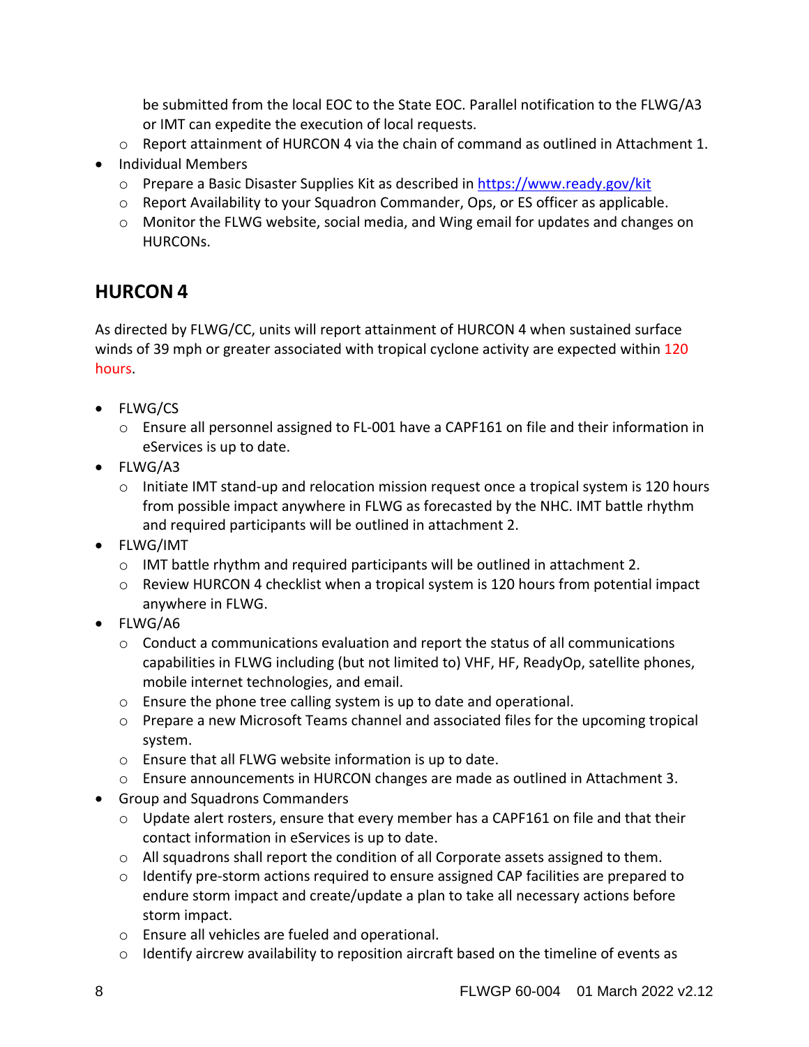be submitted from the local EOC to the State EOC. Parallel notification to the FLWG/A3 or IMT can expedite the execution of local requests.
  - Report attainment of HURCON 4 via the chain of command as outlined in Attachment 1.
- Individual Members
  - Prepare a Basic Disaster Supplies Kit as described in https://www.ready.gov/kit
  - Report Availability to your Squadron Commander, Ops, or ES officer as applicable.
  - Monitor the FLWG website, social media, and Wing email for updates and changes on HURCONs.

## HURCON 4

As directed by FLWG/CC, units will report attainment of HURCON 4 when sustained surface winds of 39 mph or greater associated with tropical cyclone activity are expected within 120 hours.

- FLWG/CS
  - Ensure all personnel assigned to FL-001 have a CAPF161 on file and their information in eServices is up to date.
- FLWG/A3
  - Initiate IMT stand-up and relocation mission request once a tropical system is 120 hours from possible impact anywhere in FLWG as forecasted by the NHC. IMT battle rhythm and required participants will be outlined in attachment 2.
- FLWG/IMT
  - IMT battle rhythm and required participants will be outlined in attachment 2.
  - Review HURCON 4 checklist when a tropical system is 120 hours from potential impact anywhere in FLWG.
- FLWG/A6
  - Conduct a communications evaluation and report the status of all communications capabilities in FLWG including (but not limited to) VHF, HF, ReadyOp, satellite phones, mobile internet technologies, and email.
  - Ensure the phone tree calling system is up to date and operational.
  - Prepare a new Microsoft Teams channel and associated files for the upcoming tropical system.
  - Ensure that all FLWG website information is up to date.
  - Ensure announcements in HURCON changes are made as outlined in Attachment 3.
- Group and Squadrons Commanders
  - Update alert rosters, ensure that every member has a CAPF161 on file and that their contact information in eServices is up to date.
  - All squadrons shall report the condition of all Corporate assets assigned to them.
  - Identify pre-storm actions required to ensure assigned CAP facilities are prepared to endure storm impact and create/update a plan to take all necessary actions before storm impact.
  - Ensure all vehicles are fueled and operational.
  - Identify aircrew availability to reposition aircraft based on the timeline of events as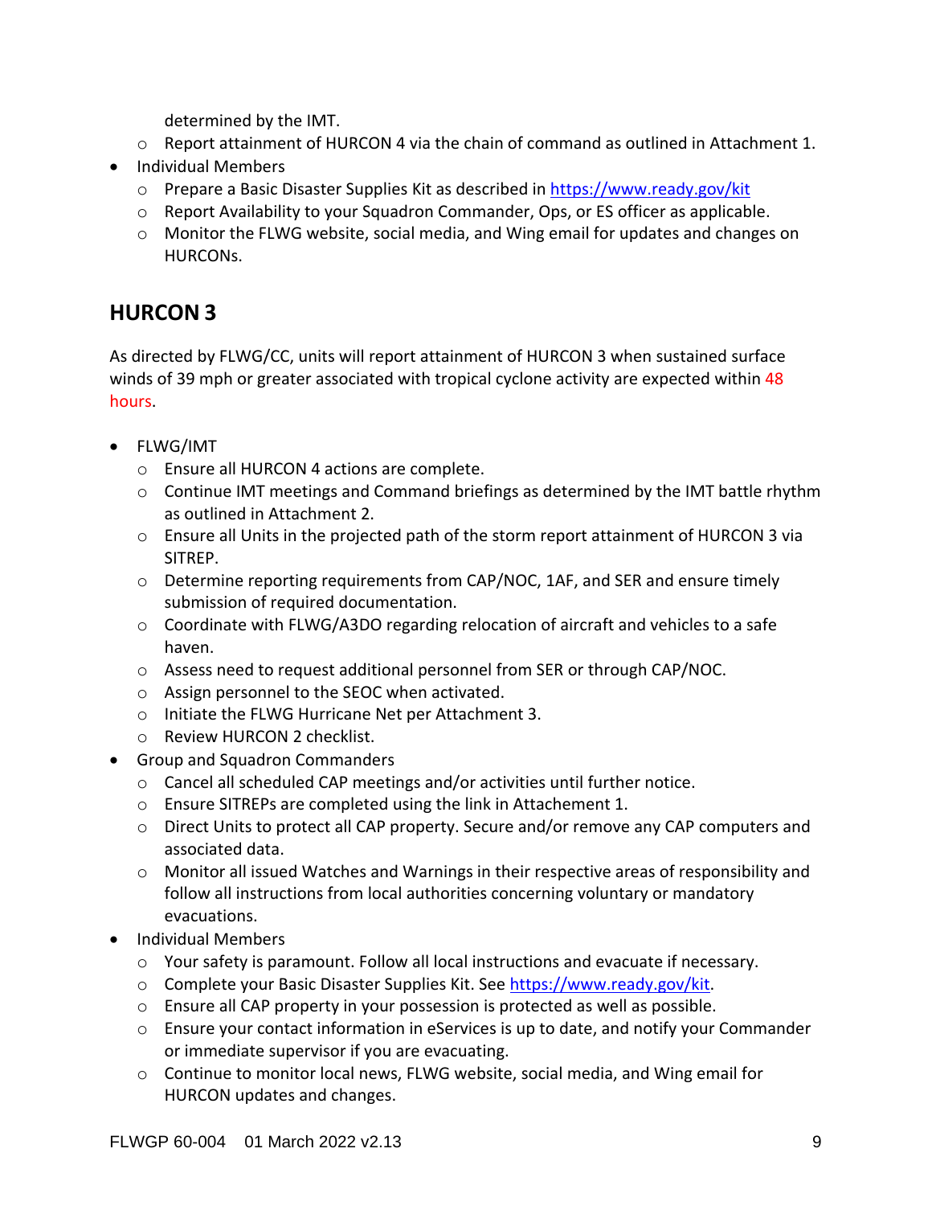determined by the IMT.

  - Report attainment of HURCON 4 via the chain of command as outlined in Attachment 1.
- Individual Members
  - Prepare a Basic Disaster Supplies Kit as described in https://www.ready.gov/kit
  - Report Availability to your Squadron Commander, Ops, or ES officer as applicable.
  - Monitor the FLWG website, social media, and Wing email for updates and changes on HURCONs.

## HURCON 3

As directed by FLWG/CC, units will report attainment of HURCON 3 when sustained surface winds of 39 mph or greater associated with tropical cyclone activity are expected within 48 hours.

- FLWG/IMT
  - Ensure all HURCON 4 actions are complete.
  - Continue IMT meetings and Command briefings as determined by the IMT battle rhythm as outlined in Attachment 2.
  - Ensure all Units in the projected path of the storm report attainment of HURCON 3 via SITREP.
  - Determine reporting requirements from CAP/NOC, 1AF, and SER and ensure timely submission of required documentation.
  - Coordinate with FLWG/A3DO regarding relocation of aircraft and vehicles to a safe haven.
  - Assess need to request additional personnel from SER or through CAP/NOC.
  - Assign personnel to the SEOC when activated.
  - Initiate the FLWG Hurricane Net per Attachment 3.
  - Review HURCON 2 checklist.
- Group and Squadron Commanders
  - Cancel all scheduled CAP meetings and/or activities until further notice.
  - Ensure SITREPs are completed using the link in Attachement 1.
  - Direct Units to protect all CAP property. Secure and/or remove any CAP computers and associated data.
  - Monitor all issued Watches and Warnings in their respective areas of responsibility and follow all instructions from local authorities concerning voluntary or mandatory evacuations.
- Individual Members
  - Your safety is paramount. Follow all local instructions and evacuate if necessary.
  - Complete your Basic Disaster Supplies Kit. See https://www.ready.gov/kit.
  - Ensure all CAP property in your possession is protected as well as possible.
  - Ensure your contact information in eServices is up to date, and notify your Commander or immediate supervisor if you are evacuating.
  - Continue to monitor local news, FLWG website, social media, and Wing email for HURCON updates and changes.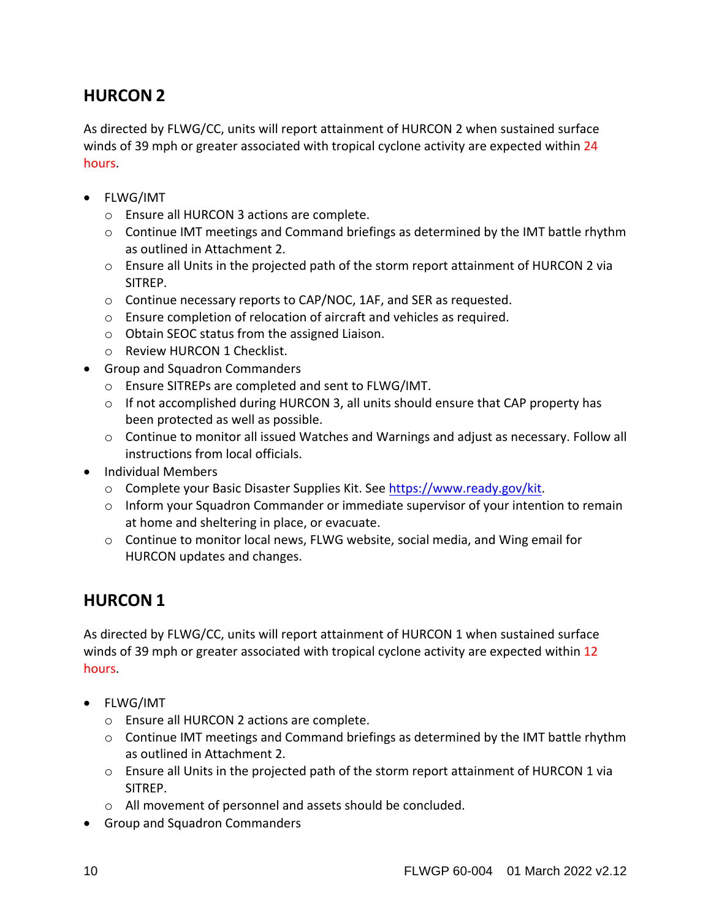## HURCON 2

As directed by FLWG/CC, units will report attainment of HURCON 2 when sustained surface winds of 39 mph or greater associated with tropical cyclone activity are expected within 24 hours.

- FLWG/IMT
  - Ensure all HURCON 3 actions are complete.
  - Continue IMT meetings and Command briefings as determined by the IMT battle rhythm as outlined in Attachment 2.
  - Ensure all Units in the projected path of the storm report attainment of HURCON 2 via SITREP.
  - Continue necessary reports to CAP/NOC, 1AF, and SER as requested.
  - Ensure completion of relocation of aircraft and vehicles as required.
  - Obtain SEOC status from the assigned Liaison.
  - Review HURCON 1 Checklist.
- Group and Squadron Commanders
  - Ensure SITREPs are completed and sent to FLWG/IMT.
  - If not accomplished during HURCON 3, all units should ensure that CAP property has been protected as well as possible.
  - Continue to monitor all issued Watches and Warnings and adjust as necessary. Follow all instructions from local officials.
- Individual Members
  - Complete your Basic Disaster Supplies Kit. See https://www.ready.gov/kit.
  - Inform your Squadron Commander or immediate supervisor of your intention to remain at home and sheltering in place, or evacuate.
  - Continue to monitor local news, FLWG website, social media, and Wing email for HURCON updates and changes.

## HURCON 1

As directed by FLWG/CC, units will report attainment of HURCON 1 when sustained surface winds of 39 mph or greater associated with tropical cyclone activity are expected within 12 hours.

- FLWG/IMT
  - Ensure all HURCON 2 actions are complete.
  - Continue IMT meetings and Command briefings as determined by the IMT battle rhythm as outlined in Attachment 2.
  - Ensure all Units in the projected path of the storm report attainment of HURCON 1 via SITREP.
  - All movement of personnel and assets should be concluded.
- Group and Squadron Commanders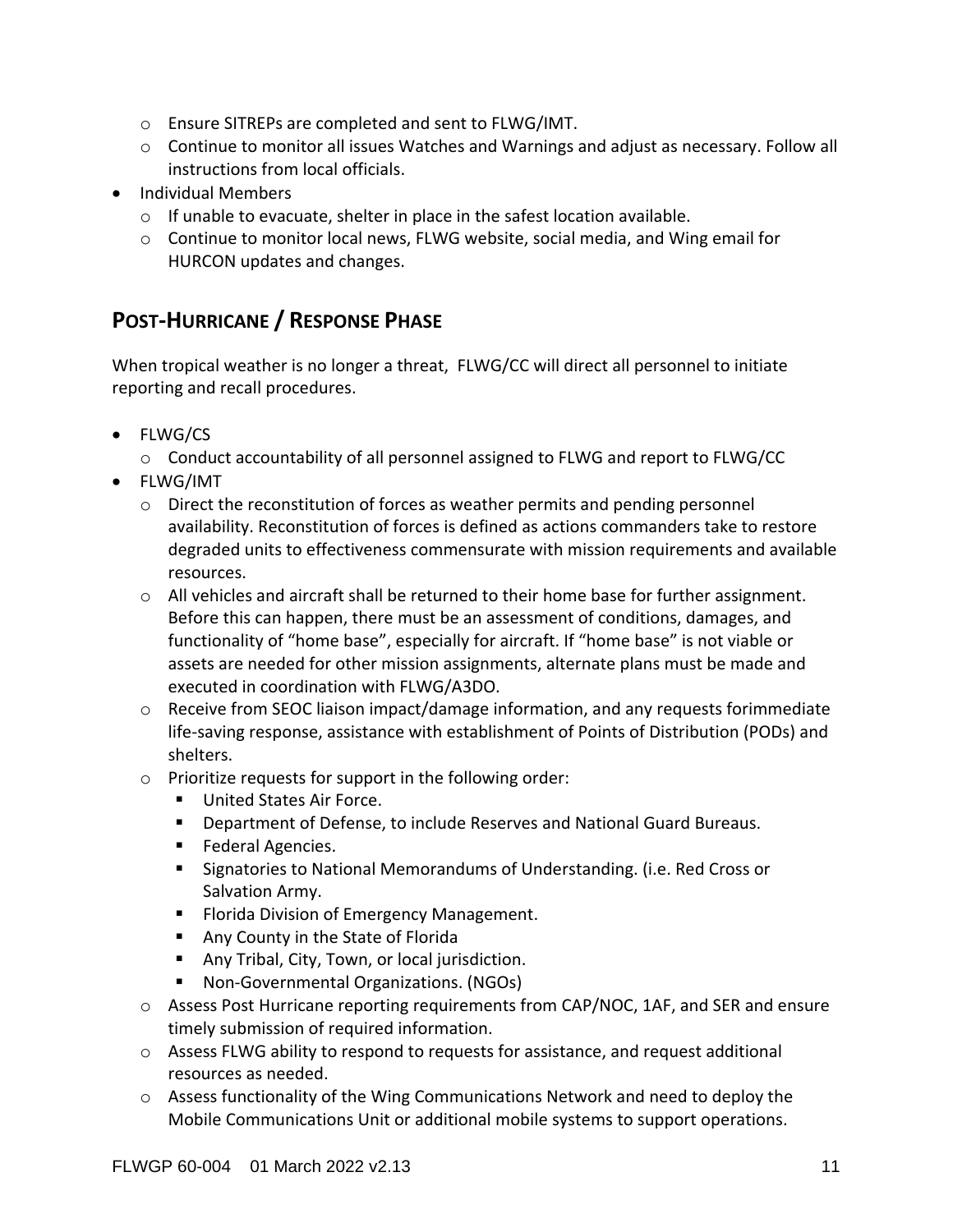- Ensure SITREPs are completed and sent to FLWG/IMT.
  - Continue to monitor all issues Watches and Warnings and adjust as necessary. Follow all instructions from local officials.
- Individual Members
  - If unable to evacuate, shelter in place in the safest location available.
  - Continue to monitor local news, FLWG website, social media, and Wing email for HURCON updates and changes.

## POST-HURRICANE / RESPONSE PHASE

When tropical weather is no longer a threat, FLWG/CC will direct all personnel to initiate reporting and recall procedures.

- FLWG/CS
  - Conduct accountability of all personnel assigned to FLWG and report to FLWG/CC
- FLWG/IMT
  - Direct the reconstitution of forces as weather permits and pending personnel availability. Reconstitution of forces is defined as actions commanders take to restore degraded units to effectiveness commensurate with mission requirements and available resources.
  - All vehicles and aircraft shall be returned to their home base for further assignment. Before this can happen, there must be an assessment of conditions, damages, and functionality of "home base", especially for aircraft. If "home base" is not viable or assets are needed for other mission assignments, alternate plans must be made and executed in coordination with FLWG/A3DO.
  - Receive from SEOC liaison impact/damage information, and any requests forimmediate life-saving response, assistance with establishment of Points of Distribution (PODs) and shelters.
  - Prioritize requests for support in the following order:
    - United States Air Force.
    - Department of Defense, to include Reserves and National Guard Bureaus.
    - Federal Agencies.
    - Signatories to National Memorandums of Understanding. (i.e. Red Cross or Salvation Army.
    - Florida Division of Emergency Management.
    - Any County in the State of Florida
    - Any Tribal, City, Town, or local jurisdiction.
    - Non-Governmental Organizations. (NGOs)
  - Assess Post Hurricane reporting requirements from CAP/NOC, 1AF, and SER and ensure timely submission of required information.
  - Assess FLWG ability to respond to requests for assistance, and request additional resources as needed.
  - Assess functionality of the Wing Communications Network and need to deploy the Mobile Communications Unit or additional mobile systems to support operations.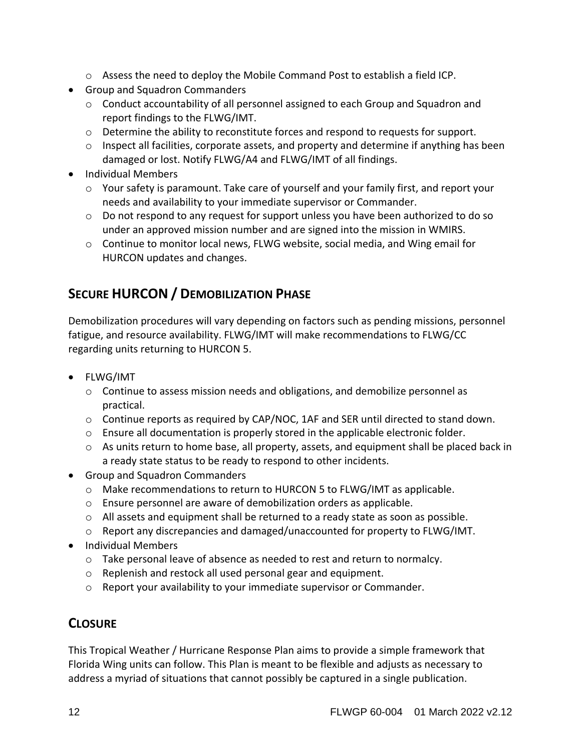- Assess the need to deploy the Mobile Command Post to establish a field ICP.
- Group and Squadron Commanders
  - Conduct accountability of all personnel assigned to each Group and Squadron and report findings to the FLWG/IMT.
  - Determine the ability to reconstitute forces and respond to requests for support.
  - Inspect all facilities, corporate assets, and property and determine if anything has been damaged or lost. Notify FLWG/A4 and FLWG/IMT of all findings.
- Individual Members
  - Your safety is paramount. Take care of yourself and your family first, and report your needs and availability to your immediate supervisor or Commander.
  - Do not respond to any request for support unless you have been authorized to do so under an approved mission number and are signed into the mission in WMIRS.
  - Continue to monitor local news, FLWG website, social media, and Wing email for HURCON updates and changes.

## Secure HURCON / Demobilization Phase

Demobilization procedures will vary depending on factors such as pending missions, personnel fatigue, and resource availability. FLWG/IMT will make recommendations to FLWG/CC regarding units returning to HURCON 5.

- FLWG/IMT
  - Continue to assess mission needs and obligations, and demobilize personnel as practical.
  - Continue reports as required by CAP/NOC, 1AF and SER until directed to stand down.
  - Ensure all documentation is properly stored in the applicable electronic folder.
  - As units return to home base, all property, assets, and equipment shall be placed back in a ready state status to be ready to respond to other incidents.
- Group and Squadron Commanders
  - Make recommendations to return to HURCON 5 to FLWG/IMT as applicable.
  - Ensure personnel are aware of demobilization orders as applicable.
  - All assets and equipment shall be returned to a ready state as soon as possible.
  - Report any discrepancies and damaged/unaccounted for property to FLWG/IMT.
- Individual Members
  - Take personal leave of absence as needed to rest and return to normalcy.
  - Replenish and restock all used personal gear and equipment.
  - Report your availability to your immediate supervisor or Commander.

## Closure

This Tropical Weather / Hurricane Response Plan aims to provide a simple framework that Florida Wing units can follow. This Plan is meant to be flexible and adjusts as necessary to address a myriad of situations that cannot possibly be captured in a single publication.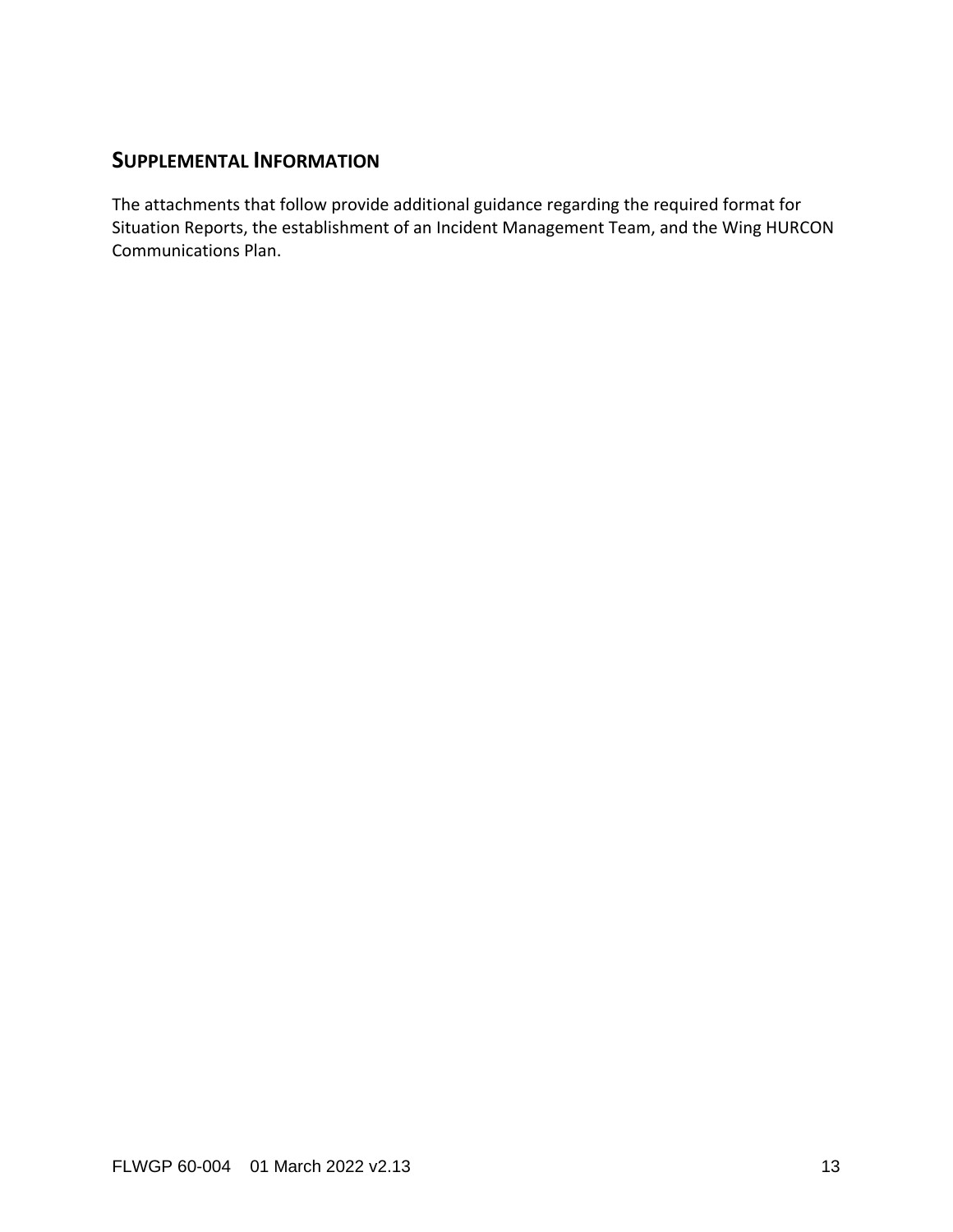## SUPPLEMENTAL INFORMATION

The attachments that follow provide additional guidance regarding the required format for Situation Reports, the establishment of an Incident Management Team, and the Wing HURCON Communications Plan.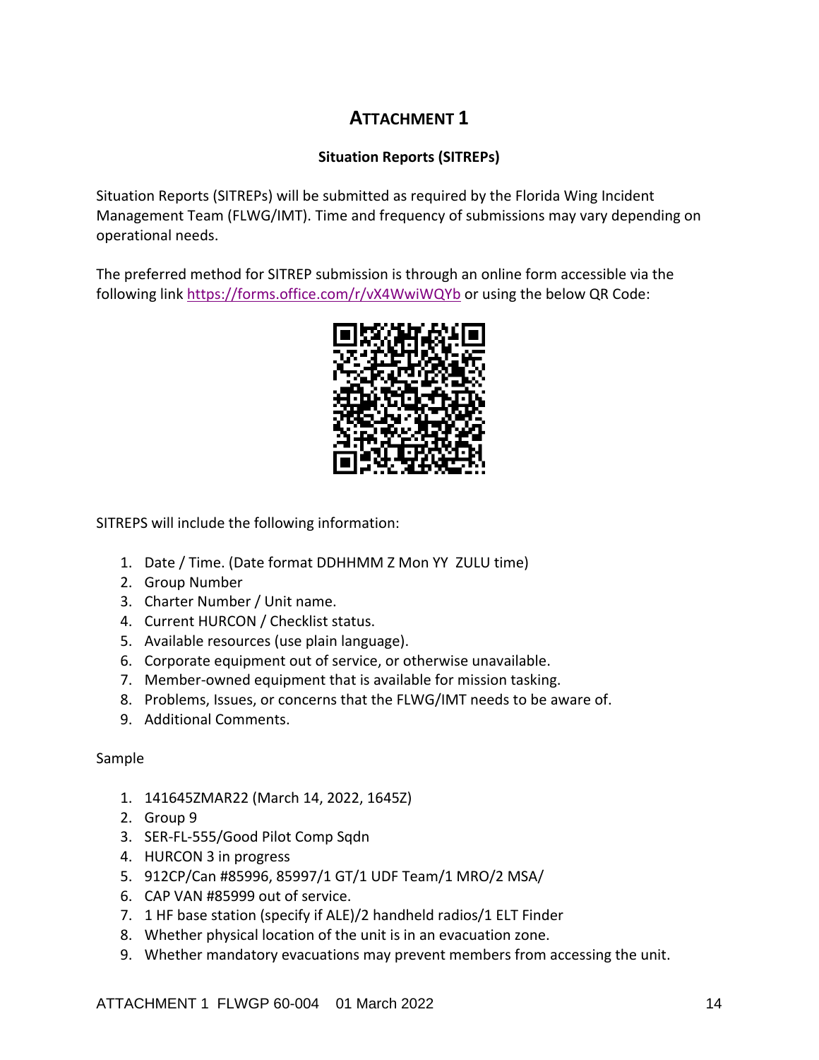# ATTACHMENT 1

### Situation Reports (SITREPs)

Situation Reports (SITREPs) will be submitted as required by the Florida Wing Incident Management Team (FLWG/IMT). Time and frequency of submissions may vary depending on operational needs.

The preferred method for SITREP submission is through an online form accessible via the following link https://forms.office.com/r/vX4WwiWQYb or using the below QR Code:

SITREPS will include the following information:

1. Date / Time. (Date format DDHHMM Z Mon YY ZULU time)
2. Group Number
3. Charter Number / Unit name.
4. Current HURCON / Checklist status.
5. Available resources (use plain language).
6. Corporate equipment out of service, or otherwise unavailable.
7. Member-owned equipment that is available for mission tasking.
8. Problems, Issues, or concerns that the FLWG/IMT needs to be aware of.
9. Additional Comments.

Sample

1. 141645ZMAR22 (March 14, 2022, 1645Z)
2. Group 9
3. SER-FL-555/Good Pilot Comp Sqdn
4. HURCON 3 in progress
5. 912CP/Can #85996, 85997/1 GT/1 UDF Team/1 MRO/2 MSA/
6. CAP VAN #85999 out of service.
7. 1 HF base station (specify if ALE)/2 handheld radios/1 ELT Finder
8. Whether physical location of the unit is in an evacuation zone.
9. Whether mandatory evacuations may prevent members from accessing the unit.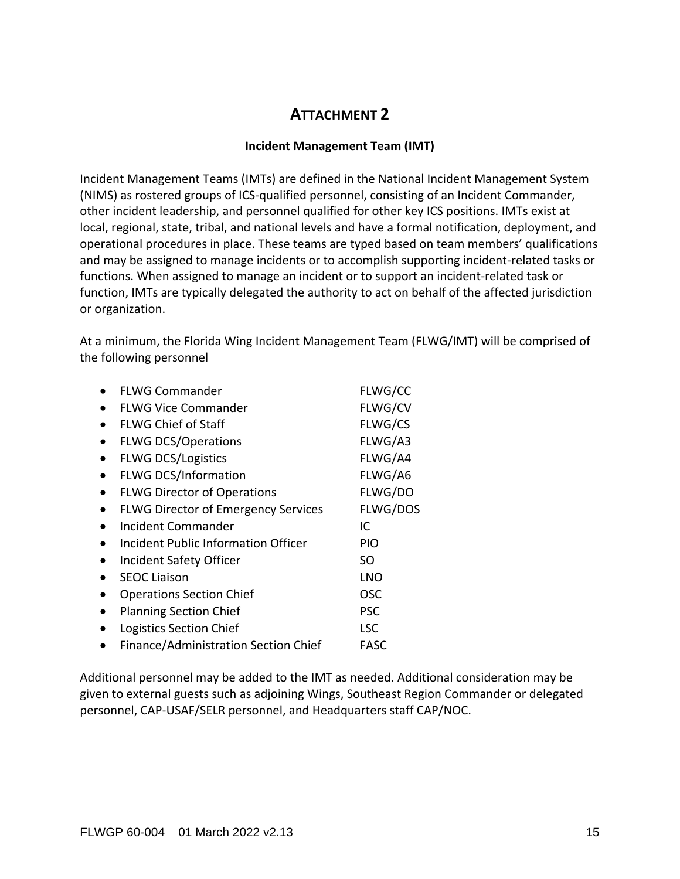# ATTACHMENT 2

**Incident Management Team (IMT)**

Incident Management Teams (IMTs) are defined in the National Incident Management System (NIMS) as rostered groups of ICS-qualified personnel, consisting of an Incident Commander, other incident leadership, and personnel qualified for other key ICS positions. IMTs exist at local, regional, state, tribal, and national levels and have a formal notification, deployment, and operational procedures in place. These teams are typed based on team members' qualifications and may be assigned to manage incidents or to accomplish supporting incident-related tasks or functions. When assigned to manage an incident or to support an incident-related task or function, IMTs are typically delegated the authority to act on behalf of the affected jurisdiction or organization.

At a minimum, the Florida Wing Incident Management Team (FLWG/IMT) will be comprised of the following personnel

- FLWG Commander — FLWG/CC
- FLWG Vice Commander — FLWG/CV
- FLWG Chief of Staff — FLWG/CS
- FLWG DCS/Operations — FLWG/A3
- FLWG DCS/Logistics — FLWG/A4
- FLWG DCS/Information — FLWG/A6
- FLWG Director of Operations — FLWG/DO
- FLWG Director of Emergency Services — FLWG/DOS
- Incident Commander — IC
- Incident Public Information Officer — PIO
- Incident Safety Officer — SO
- SEOC Liaison — LNO
- Operations Section Chief — OSC
- Planning Section Chief — PSC
- Logistics Section Chief — LSC
- Finance/Administration Section Chief — FASC

Additional personnel may be added to the IMT as needed. Additional consideration may be given to external guests such as adjoining Wings, Southeast Region Commander or delegated personnel, CAP-USAF/SELR personnel, and Headquarters staff CAP/NOC.